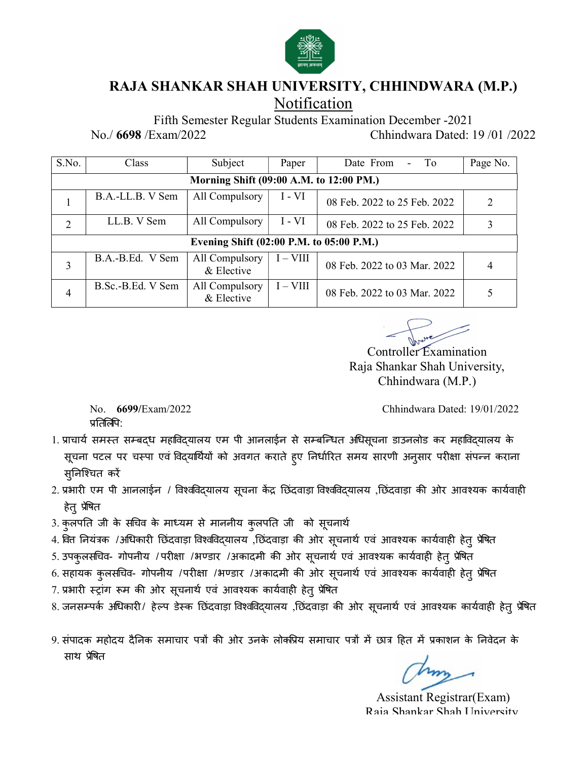# RAJA SHANKAR SHAH UNIVERSITY, CHHINDWARA (M.P.)

## Notification

Fifth Semester Regular Students Examination December -2021

No./ **6698** /Exam/2022 Chhindwara Dated: 19 /01 /2022

| S.No. | Class | Subject | Paper | Date From - To | Page No. |
|---|---|---|---|---|---|
| **Morning Shift (09:00 A.M. to 12:00 PM.)** | | | | | |
| 1 | B.A.-LL.B. V Sem | All Compulsory | I - VI | 08 Feb. 2022 to 25 Feb. 2022 | 2 |
| 2 | LL.B. V Sem | All Compulsory | I - VI | 08 Feb. 2022 to 25 Feb. 2022 | 3 |
| **Evening Shift (02:00 P.M. to 05:00 P.M.)** | | | | | |
| 3 | B.A.-B.Ed. V Sem | All Compulsory & Elective | I – VIII | 08 Feb. 2022 to 03 Mar. 2022 | 4 |
| 4 | B.Sc.-B.Ed. V Sem | All Compulsory & Elective | I – VIII | 08 Feb. 2022 to 03 Mar. 2022 | 5 |

Controller Examination
Raja Shankar Shah University,
Chhindwara (M.P.)

No. **6699**/Exam/2022 Chhindwara Dated: 19/01/2022

प्रतिलिपि:

1. प्राचार्य समस्त सम्बद्ध महाविद्यालय एम पी आनलाईन से सम्बन्धित अधिसूचना डाउनलोड कर महाविद्यालय के सूचना पटल पर चस्पा एवं विद्यार्थियों को अवगत कराते हुए निर्धारित समय सारणी अनुसार परीक्षा संपन्न कराना सुनिश्चित करें
2. प्रभारी एम पी आनलाईन / विश्वविद्यालय सूचना केंद्र छिंदवाड़ा विश्वविद्यालय ,छिंदवाड़ा की ओर आवश्यक कार्यवाही हेतु प्रेषित
3. कुलपति जी के सचिव के माध्यम से माननीय कुलपति जी को सूचनार्थ
4. वित्त नियंत्रक /अधिकारी छिंदवाड़ा विश्वविद्यालय ,छिंदवाड़ा की ओर सूचनार्थ एवं आवश्यक कार्यवाही हेतु प्रेषित
5. उपकुलसचिव- गोपनीय /परीक्षा /भण्डार /अकादमी की ओर सूचनार्थ एवं आवश्यक कार्यवाही हेतु प्रेषित
6. सहायक कुलसचिव- गोपनीय /परीक्षा /भण्डार /अकादमी की ओर सूचनार्थ एवं आवश्यक कार्यवाही हेतु प्रेषित
7. प्रभारी स्ट्रांग रूम की ओर सूचनार्थ एवं आवश्यक कार्यवाही हेतु प्रेषित
8. जनसम्पर्क अधिकारी/ हेल्प डेस्क छिंदवाड़ा विश्वविद्यालय ,छिंदवाड़ा की ओर सूचनार्थ एवं आवश्यक कार्यवाही हेतु प्रेषित
9. संपादक महोदय दैनिक समाचार पत्रों की ओर उनके लोकप्रिय समाचार पत्रों में छात्र हित में प्रकाशन के निवेदन के साथ प्रेषित

Assistant Registrar(Exam)
Raja Shankar Shah University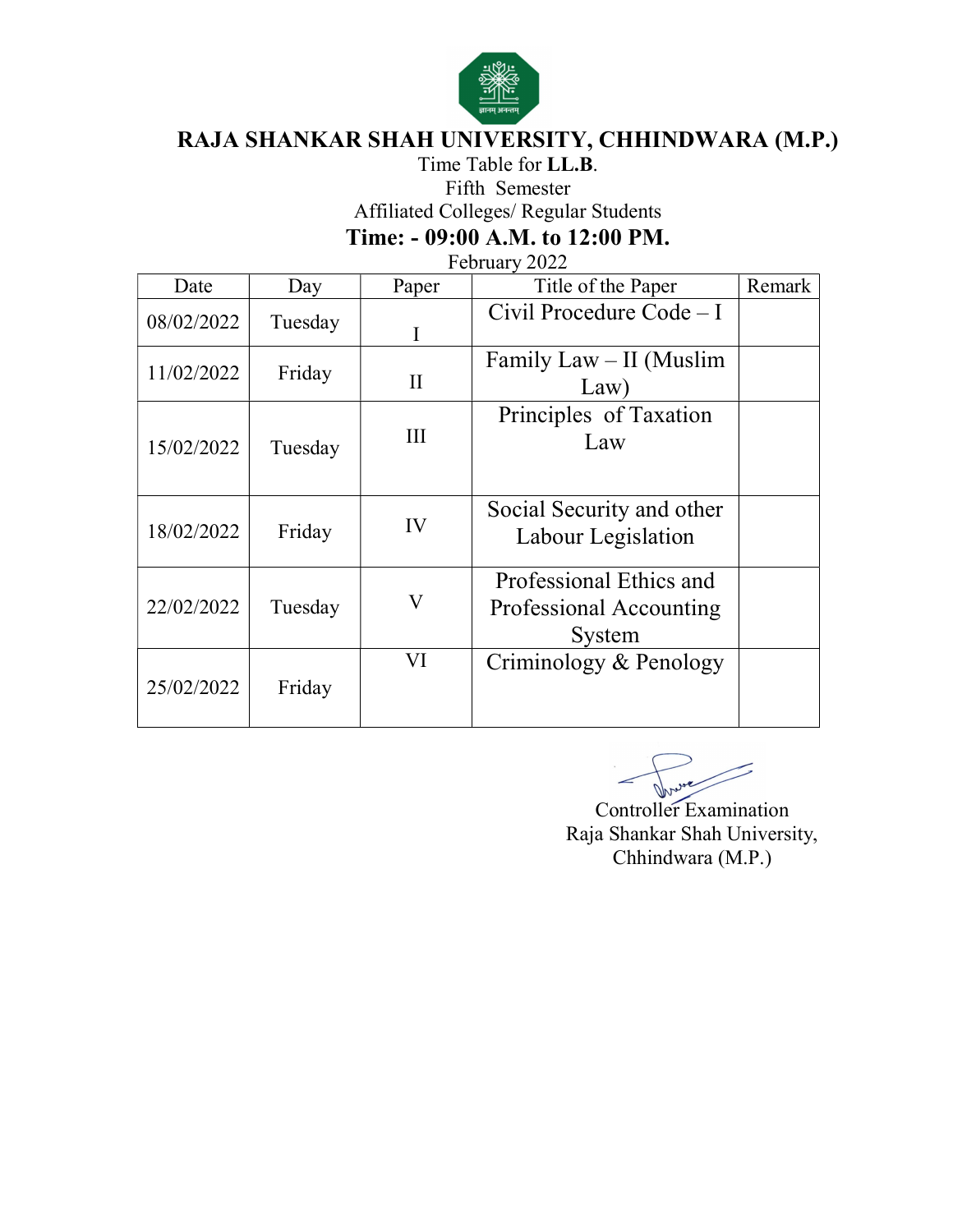# RAJA SHANKAR SHAH UNIVERSITY, CHHINDWARA (M.P.)

Time Table for **LL.B**.

Fifth Semester

Affiliated Colleges/ Regular Students

**Time: - 09:00 A.M. to 12:00 PM.**

February 2022

| Date | Day | Paper | Title of the Paper | Remark |
|---|---|---|---|---|
| 08/02/2022 | Tuesday | I | Civil Procedure Code – I | |
| 11/02/2022 | Friday | II | Family Law – II (Muslim Law) | |
| 15/02/2022 | Tuesday | III | Principles of Taxation Law | |
| 18/02/2022 | Friday | IV | Social Security and other Labour Legislation | |
| 22/02/2022 | Tuesday | V | Professional Ethics and Professional Accounting System | |
| 25/02/2022 | Friday | VI | Criminology & Penology | |

Controller Examination
Raja Shankar Shah University,
Chhindwara (M.P.)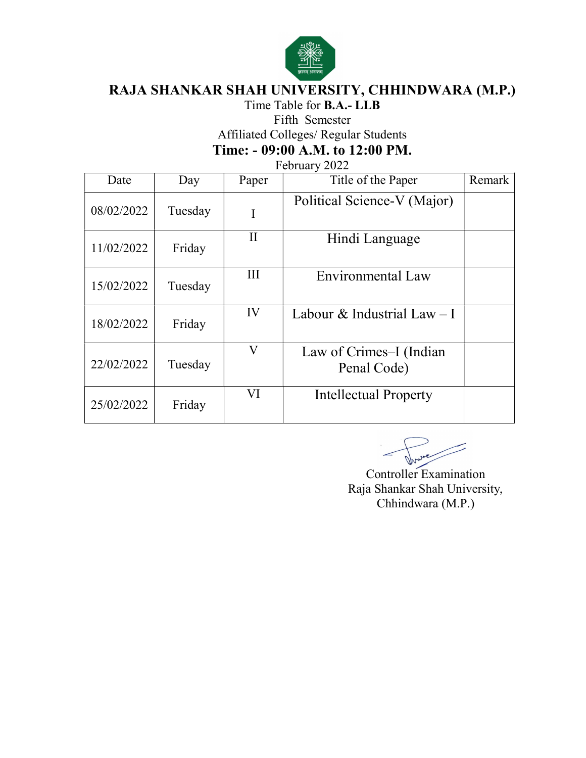# RAJA SHANKAR SHAH UNIVERSITY, CHHINDWARA (M.P.)

Time Table for **B.A.- LLB**

Fifth Semester

Affiliated Colleges/ Regular Students

**Time: - 09:00 A.M. to 12:00 PM.**

February 2022

| Date | Day | Paper | Title of the Paper | Remark |
|---|---|---|---|---|
| 08/02/2022 | Tuesday | I | Political Science-V (Major) | |
| 11/02/2022 | Friday | II | Hindi Language | |
| 15/02/2022 | Tuesday | III | Environmental Law | |
| 18/02/2022 | Friday | IV | Labour & Industrial Law – I | |
| 22/02/2022 | Tuesday | V | Law of Crimes–I (Indian Penal Code) | |
| 25/02/2022 | Friday | VI | Intellectual Property | |

Controller Examination
Raja Shankar Shah University,
Chhindwara (M.P.)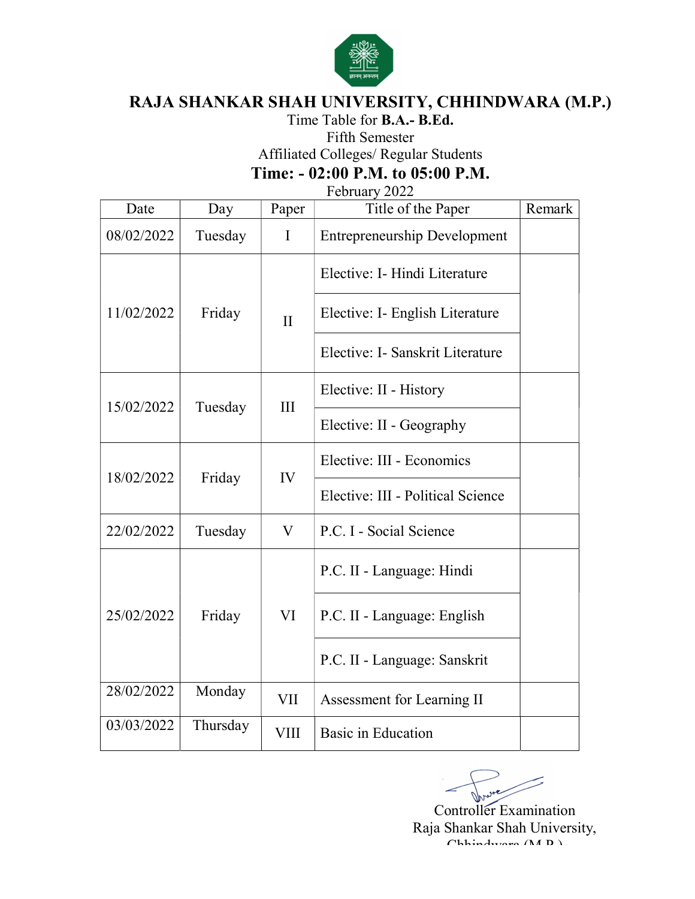# RAJA SHANKAR SHAH UNIVERSITY, CHHINDWARA (M.P.)

Time Table for **B.A.- B.Ed.**

Fifth Semester

Affiliated Colleges/ Regular Students

**Time: - 02:00 P.M. to 05:00 P.M.**

February 2022

| Date | Day | Paper | Title of the Paper | Remark |
|---|---|---|---|---|
| 08/02/2022 | Tuesday | I | Entrepreneurship Development | |
| 11/02/2022 | Friday | II | Elective: I- Hindi Literature | |
| | | | Elective: I- English Literature | |
| | | | Elective: I- Sanskrit Literature | |
| 15/02/2022 | Tuesday | III | Elective: II - History | |
| | | | Elective: II - Geography | |
| 18/02/2022 | Friday | IV | Elective: III - Economics | |
| | | | Elective: III - Political Science | |
| 22/02/2022 | Tuesday | V | P.C. I - Social Science | |
| 25/02/2022 | Friday | VI | P.C. II - Language: Hindi | |
| | | | P.C. II - Language: English | |
| | | | P.C. II - Language: Sanskrit | |
| 28/02/2022 | Monday | VII | Assessment for Learning II | |
| 03/03/2022 | Thursday | VIII | Basic in Education | |

Controller Examination
Raja Shankar Shah University,
Chhindwara (M.P.)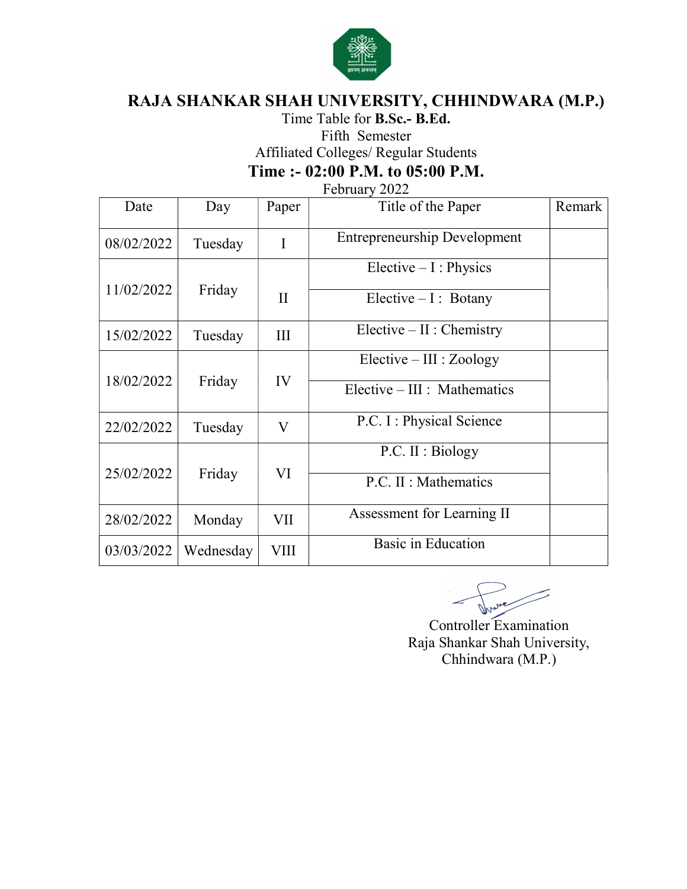# RAJA SHANKAR SHAH UNIVERSITY, CHHINDWARA (M.P.)

Time Table for **B.Sc.- B.Ed.**

Fifth Semester

Affiliated Colleges/ Regular Students

**Time :- 02:00 P.M. to 05:00 P.M.**

February 2022

| Date | Day | Paper | Title of the Paper | Remark |
|---|---|---|---|---|
| 08/02/2022 | Tuesday | I | Entrepreneurship Development | |
| 11/02/2022 | Friday | II | Elective – I : Physics | |
| | | | Elective – I : Botany | |
| 15/02/2022 | Tuesday | III | Elective – II : Chemistry | |
| 18/02/2022 | Friday | IV | Elective – III : Zoology | |
| | | | Elective – III : Mathematics | |
| 22/02/2022 | Tuesday | V | P.C. I : Physical Science | |
| 25/02/2022 | Friday | VI | P.C. II : Biology | |
| | | | P.C. II : Mathematics | |
| 28/02/2022 | Monday | VII | Assessment for Learning II | |
| 03/03/2022 | Wednesday | VIII | Basic in Education | |

Controller Examination
Raja Shankar Shah University,
Chhindwara (M.P.)